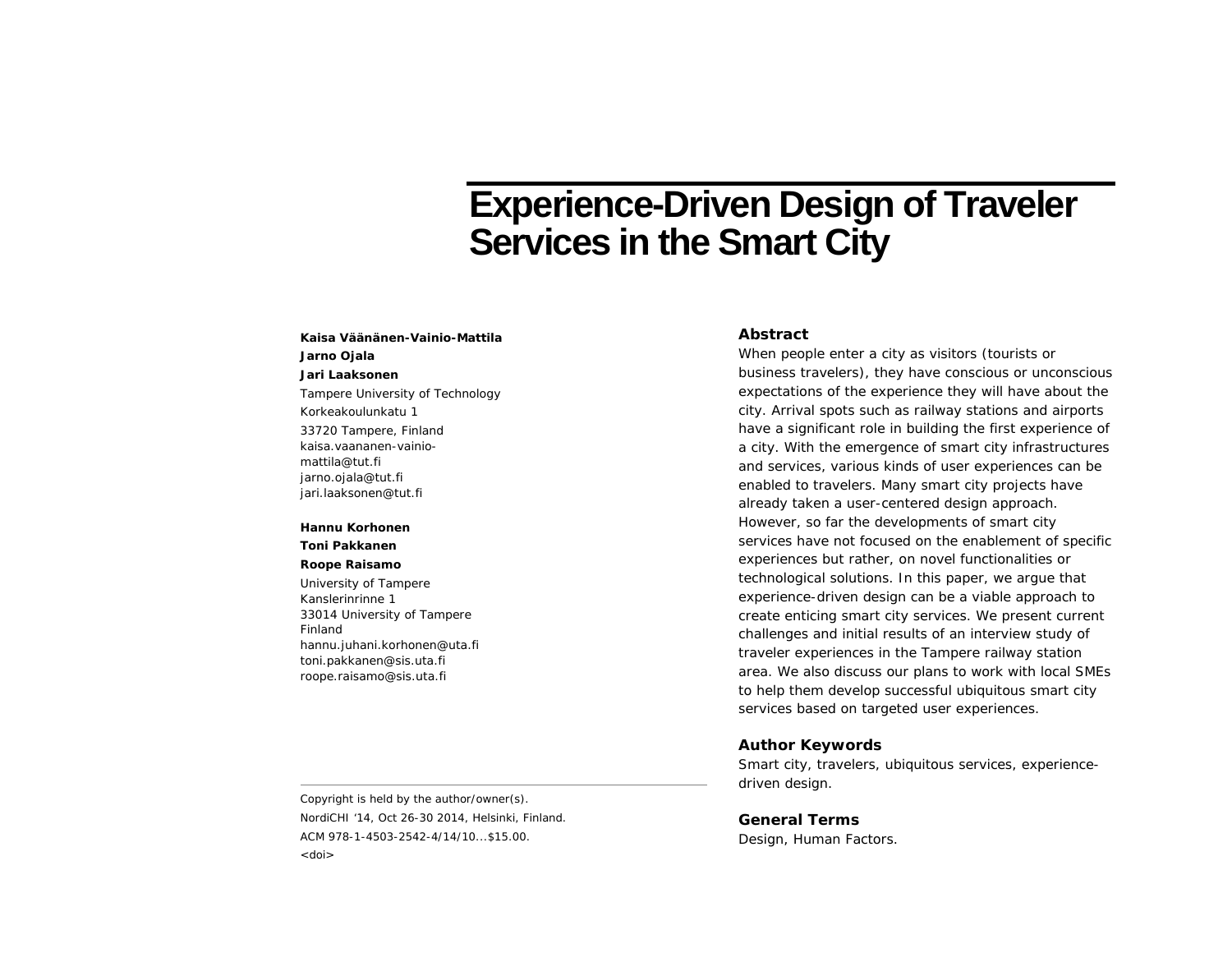# Experience-Driven Design of Traveler Services in the Smart City

**Kaisa Väänänen-Vainio-Mattila**
**Jarno Ojala**
**Jari Laaksonen**
Tampere University of Technology
Korkeakoulunkatu 1
33720 Tampere, Finland
kaisa.vaananen-vainio-mattila@tut.fi
jarno.ojala@tut.fi
jari.laaksonen@tut.fi

**Hannu Korhonen**
**Toni Pakkanen**
**Roope Raisamo**
University of Tampere
Kanslerinrinne 1
33014 University of Tampere
Finland
hannu.juhani.korhonen@uta.fi
toni.pakkanen@sis.uta.fi
roope.raisamo@sis.uta.fi

Copyright is held by the author/owner(s).
NordiCHI '14, Oct 26-30 2014, Helsinki, Finland.
ACM 978-1-4503-2542-4/14/10...$15.00.
<doi>

## Abstract

When people enter a city as visitors (tourists or business travelers), they have conscious or unconscious expectations of the experience they will have about the city. Arrival spots such as railway stations and airports have a significant role in building the first experience of a city. With the emergence of smart city infrastructures and services, various kinds of user experiences can be enabled to travelers. Many smart city projects have already taken a user-centered design approach. However, so far the developments of smart city services have not focused on the enablement of specific experiences but rather, on novel functionalities or technological solutions. In this paper, we argue that experience-driven design can be a viable approach to create enticing smart city services. We present current challenges and initial results of an interview study of traveler experiences in the Tampere railway station area. We also discuss our plans to work with local SMEs to help them develop successful ubiquitous smart city services based on targeted user experiences.

## Author Keywords

Smart city, travelers, ubiquitous services, experience-driven design.

## General Terms

Design, Human Factors.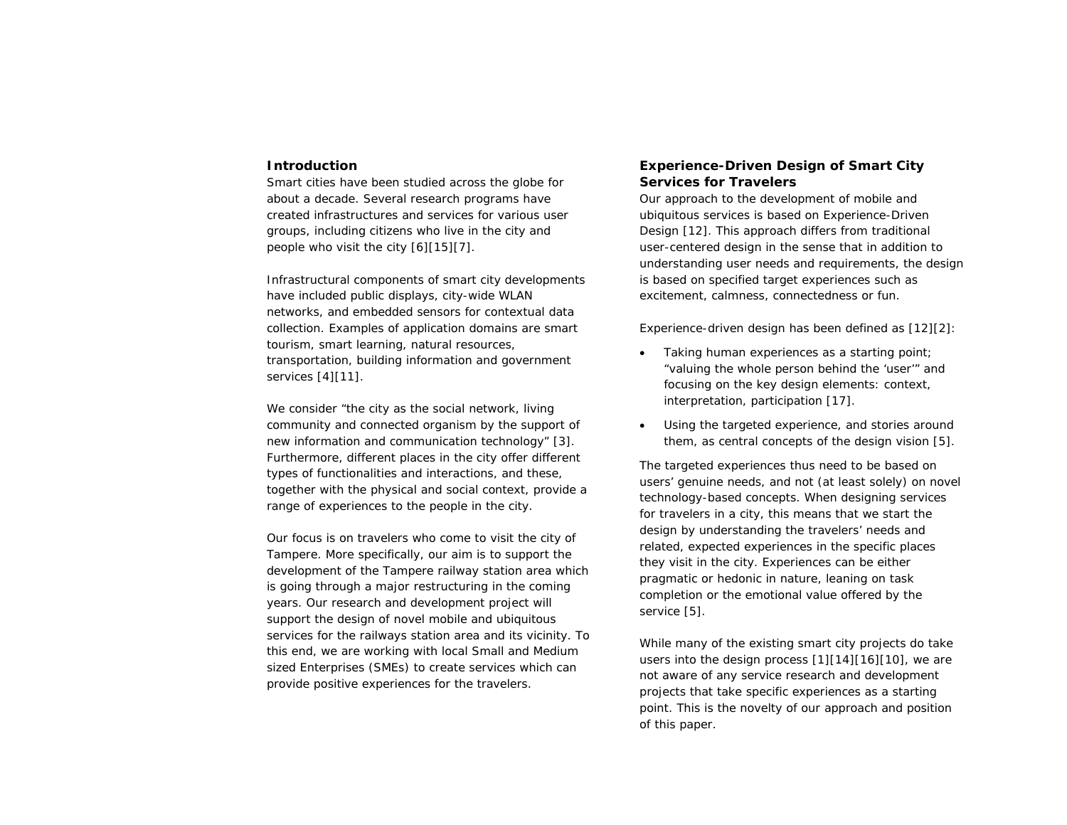## Introduction

Smart cities have been studied across the globe for about a decade. Several research programs have created infrastructures and services for various user groups, including citizens who live in the city and people who visit the city [6][15][7].

Infrastructural components of smart city developments have included public displays, city-wide WLAN networks, and embedded sensors for contextual data collection. Examples of application domains are smart tourism, smart learning, natural resources, transportation, building information and government services [4][11].

We consider "the city as the social network, living community and connected organism by the support of new information and communication technology" [3]. Furthermore, different places in the city offer different types of functionalities and interactions, and these, together with the physical and social context, provide a range of experiences to the people in the city.

Our focus is on travelers who come to visit the city of Tampere. More specifically, our aim is to support the development of the Tampere railway station area which is going through a major restructuring in the coming years. Our research and development project will support the design of novel mobile and ubiquitous services for the railways station area and its vicinity. To this end, we are working with local Small and Medium sized Enterprises (SMEs) to create services which can provide positive experiences for the travelers.

## Experience-Driven Design of Smart City Services for Travelers

Our approach to the development of mobile and ubiquitous services is based on Experience-Driven Design [12]. This approach differs from traditional user-centered design in the sense that in addition to understanding user needs and requirements, the design is based on specified target experiences such as excitement, calmness, connectedness or fun.

Experience-driven design has been defined as [12][2]:

- Taking human experiences as a starting point; "valuing the whole person behind the 'user'" and focusing on the key design elements: context, interpretation, participation [17].
- Using the targeted experience, and stories around them, as central concepts of the design vision [5].

The targeted experiences thus need to be based on users' genuine needs, and not (at least solely) on novel technology-based concepts. When designing services for travelers in a city, this means that we start the design by understanding the travelers' needs and related, expected experiences in the specific places they visit in the city. Experiences can be either pragmatic or hedonic in nature, leaning on task completion or the emotional value offered by the service [5].

While many of the existing smart city projects do take users into the design process [1][14][16][10], we are not aware of any service research and development projects that take specific experiences as a starting point. This is the novelty of our approach and position of this paper.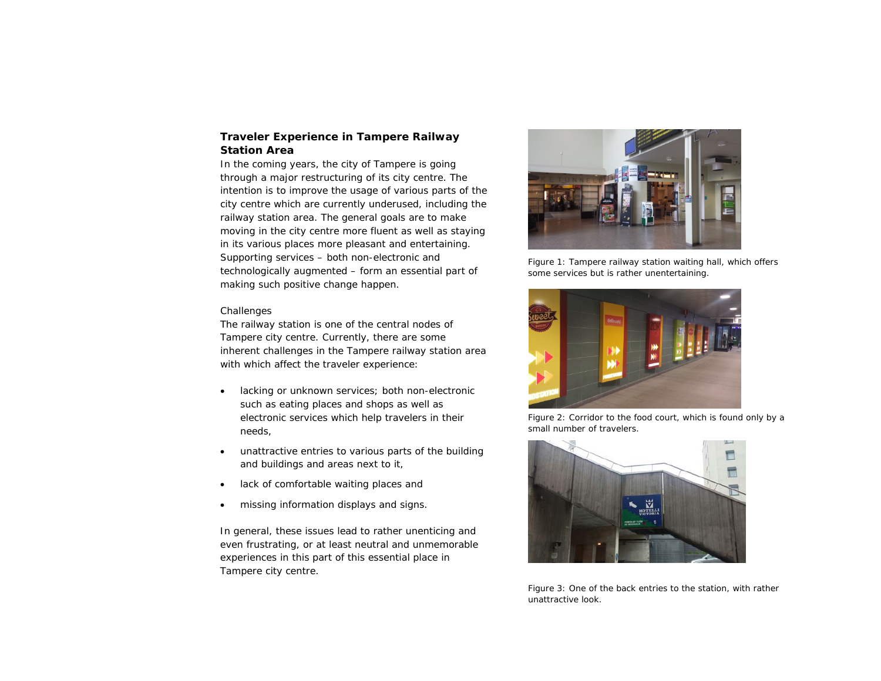**Traveler Experience in Tampere Railway Station Area**

In the coming years, the city of Tampere is going through a major restructuring of its city centre. The intention is to improve the usage of various parts of the city centre which are currently underused, including the railway station area. The general goals are to make moving in the city centre more fluent as well as staying in its various places more pleasant and entertaining. Supporting services – both non-electronic and technologically augmented – form an essential part of making such positive change happen.

Challenges

The railway station is one of the central nodes of Tampere city centre. Currently, there are some inherent challenges in the Tampere railway station area with which affect the traveler experience:

- lacking or unknown services; both non-electronic such as eating places and shops as well as electronic services which help travelers in their needs,
- unattractive entries to various parts of the building and buildings and areas next to it,
- lack of comfortable waiting places and
- missing information displays and signs.

In general, these issues lead to rather unenticing and even frustrating, or at least neutral and unmemorable experiences in this part of this essential place in Tampere city centre.

Figure 1: Tampere railway station waiting hall, which offers some services but is rather unentertaining.

Figure 2: Corridor to the food court, which is found only by a small number of travelers.

Figure 3: One of the back entries to the station, with rather unattractive look.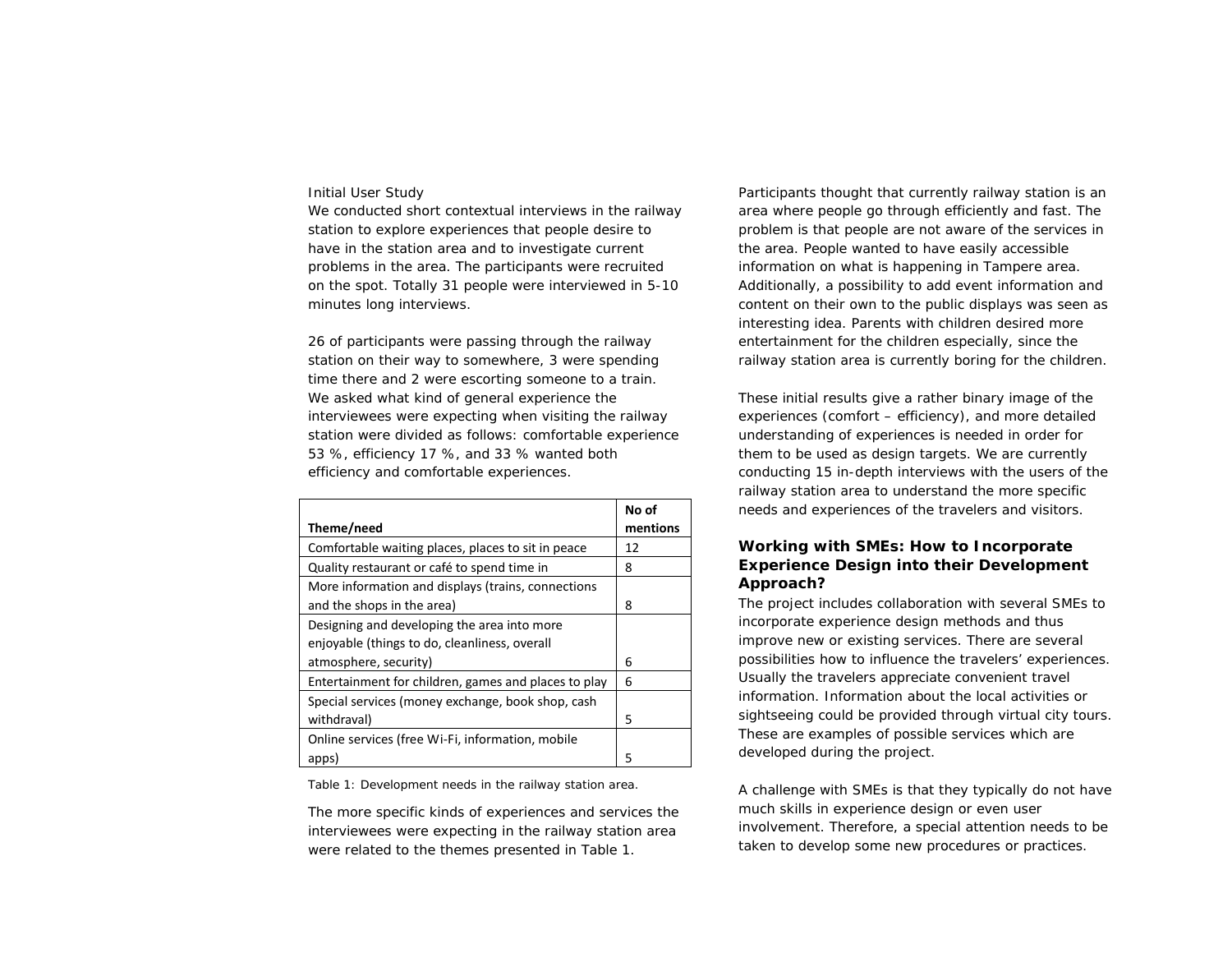### Initial User Study

We conducted short contextual interviews in the railway station to explore experiences that people desire to have in the station area and to investigate current problems in the area. The participants were recruited on the spot. Totally 31 people were interviewed in 5-10 minutes long interviews.

26 of participants were passing through the railway station on their way to somewhere, 3 were spending time there and 2 were escorting someone to a train. We asked what kind of general experience the interviewees were expecting when visiting the railway station were divided as follows: comfortable experience 53 %, efficiency 17 %, and 33 % wanted both efficiency and comfortable experiences.

| Theme/need | No of mentions |
|---|---|
| Comfortable waiting places, places to sit in peace | 12 |
| Quality restaurant or café to spend time in | 8 |
| More information and displays (trains, connections and the shops in the area) | 8 |
| Designing and developing the area into more enjoyable (things to do, cleanliness, overall atmosphere, security) | 6 |
| Entertainment for children, games and places to play | 6 |
| Special services (money exchange, book shop, cash withdraval) | 5 |
| Online services (free Wi-Fi, information, mobile apps) | 5 |

Table 1: Development needs in the railway station area.

The more specific kinds of experiences and services the interviewees were expecting in the railway station area were related to the themes presented in Table 1.

Participants thought that currently railway station is an area where people go through efficiently and fast. The problem is that people are not aware of the services in the area. People wanted to have easily accessible information on what is happening in Tampere area. Additionally, a possibility to add event information and content on their own to the public displays was seen as interesting idea. Parents with children desired more entertainment for the children especially, since the railway station area is currently boring for the children.

These initial results give a rather binary image of the experiences (comfort – efficiency), and more detailed understanding of experiences is needed in order for them to be used as design targets. We are currently conducting 15 in-depth interviews with the users of the railway station area to understand the more specific needs and experiences of the travelers and visitors.

## Working with SMEs: How to Incorporate Experience Design into their Development Approach?

The project includes collaboration with several SMEs to incorporate experience design methods and thus improve new or existing services. There are several possibilities how to influence the travelers' experiences. Usually the travelers appreciate convenient travel information. Information about the local activities or sightseeing could be provided through virtual city tours. These are examples of possible services which are developed during the project.

A challenge with SMEs is that they typically do not have much skills in experience design or even user involvement. Therefore, a special attention needs to be taken to develop some new procedures or practices.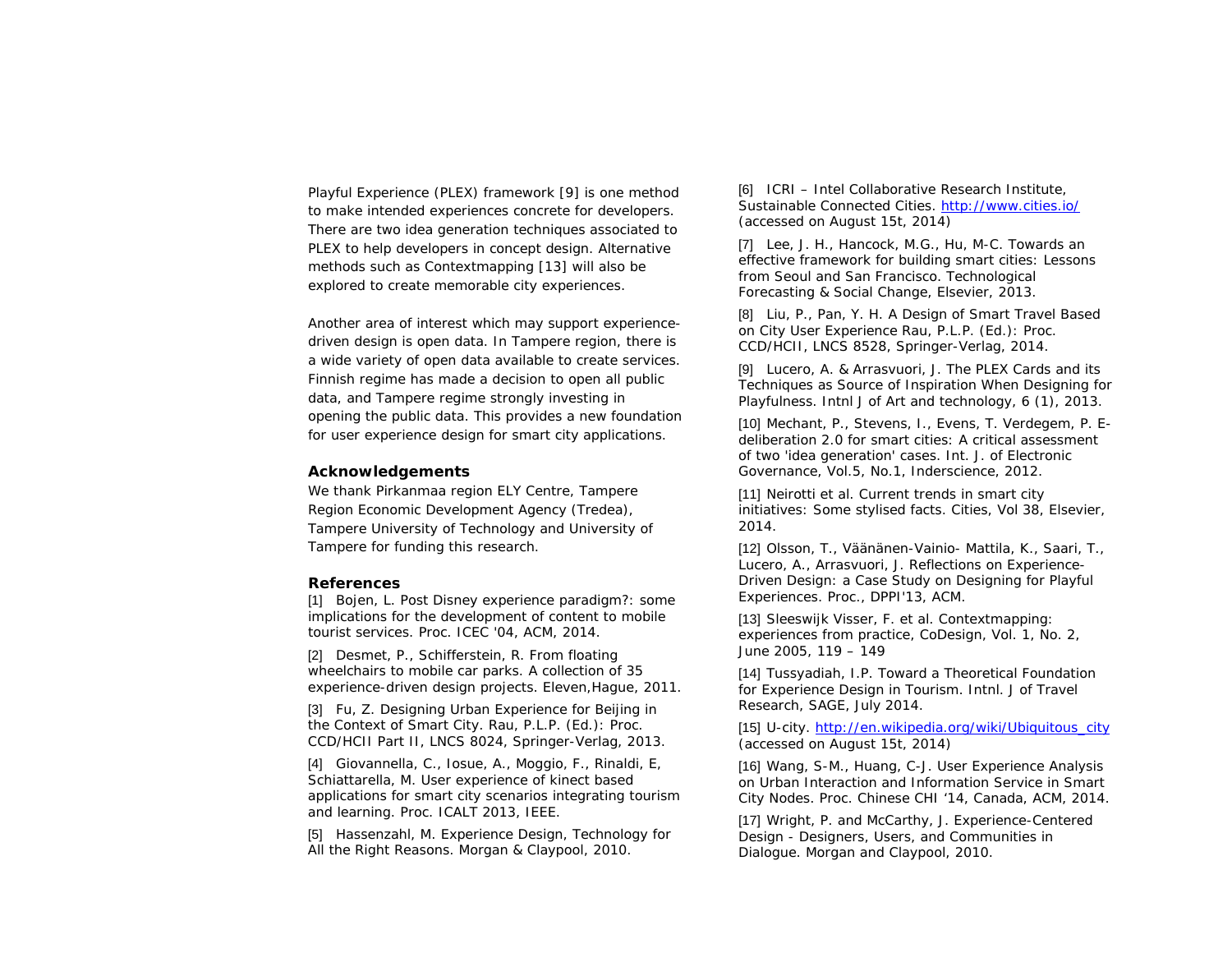Playful Experience (PLEX) framework [9] is one method to make intended experiences concrete for developers. There are two idea generation techniques associated to PLEX to help developers in concept design. Alternative methods such as Contextmapping [13] will also be explored to create memorable city experiences.

Another area of interest which may support experience-driven design is open data. In Tampere region, there is a wide variety of open data available to create services. Finnish regime has made a decision to open all public data, and Tampere regime strongly investing in opening the public data. This provides a new foundation for user experience design for smart city applications.

## Acknowledgements

We thank Pirkanmaa region ELY Centre, Tampere Region Economic Development Agency (Tredea), Tampere University of Technology and University of Tampere for funding this research.

## References

[1] Bojen, L. Post Disney experience paradigm?: some implications for the development of content to mobile tourist services. Proc. ICEC '04, ACM, 2014.

[2] Desmet, P., Schifferstein, R. From floating wheelchairs to mobile car parks. A collection of 35 experience-driven design projects. Eleven,Hague, 2011.

[3] Fu, Z. Designing Urban Experience for Beijing in the Context of Smart City. Rau, P.L.P. (Ed.): Proc. CCD/HCII Part II, LNCS 8024, Springer-Verlag, 2013.

[4] Giovannella, C., Iosue, A., Moggio, F., Rinaldi, E, Schiattarella, M. User experience of kinect based applications for smart city scenarios integrating tourism and learning. Proc. ICALT 2013, IEEE.

[5] Hassenzahl, M. Experience Design, Technology for All the Right Reasons. Morgan & Claypool, 2010.

[6] ICRI – Intel Collaborative Research Institute, Sustainable Connected Cities. http://www.cities.io/ (accessed on August 15t, 2014)

[7] Lee, J. H., Hancock, M.G., Hu, M-C. Towards an effective framework for building smart cities: Lessons from Seoul and San Francisco. Technological Forecasting & Social Change, Elsevier, 2013.

[8] Liu, P., Pan, Y. H. A Design of Smart Travel Based on City User Experience Rau, P.L.P. (Ed.): Proc. CCD/HCII, LNCS 8528, Springer-Verlag, 2014.

[9] Lucero, A. & Arrasvuori, J. The PLEX Cards and its Techniques as Source of Inspiration When Designing for Playfulness. Intnl J of Art and technology, 6 (1), 2013.

[10] Mechant, P., Stevens, I., Evens, T. Verdegem, P. E-deliberation 2.0 for smart cities: A critical assessment of two 'idea generation' cases. Int. J. of Electronic Governance, Vol.5, No.1, Inderscience, 2012.

[11] Neirotti et al. Current trends in smart city initiatives: Some stylised facts. Cities, Vol 38, Elsevier, 2014.

[12] Olsson, T., Väänänen-Vainio- Mattila, K., Saari, T., Lucero, A., Arrasvuori, J. Reflections on Experience-Driven Design: a Case Study on Designing for Playful Experiences. Proc., DPPI'13, ACM.

[13] Sleeswijk Visser, F. et al. Contextmapping: experiences from practice, CoDesign, Vol. 1, No. 2, June 2005, 119 – 149

[14] Tussyadiah, I.P. Toward a Theoretical Foundation for Experience Design in Tourism. Intnl. J of Travel Research, SAGE, July 2014.

[15] U-city. http://en.wikipedia.org/wiki/Ubiquitous_city (accessed on August 15t, 2014)

[16] Wang, S-M., Huang, C-J. User Experience Analysis on Urban Interaction and Information Service in Smart City Nodes. Proc. Chinese CHI '14, Canada, ACM, 2014.

[17] Wright, P. and McCarthy, J. Experience-Centered Design - Designers, Users, and Communities in Dialogue. Morgan and Claypool, 2010.